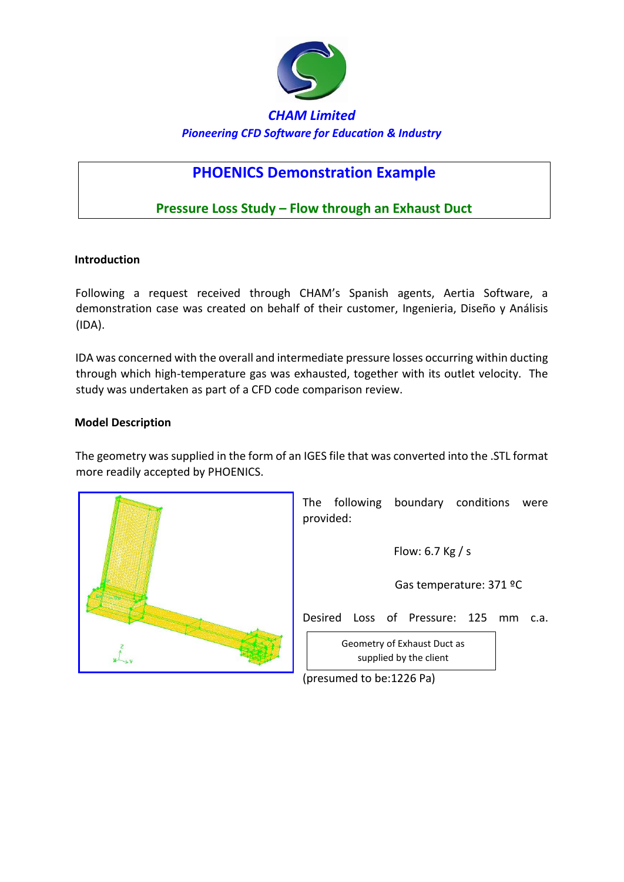*CHAM Limited*

*Pioneering CFD Software for Education & Industry*

# PHOENICS Demonstration Example

## Pressure Loss Study – Flow through an Exhaust Duct

### Introduction

Following a request received through CHAM's Spanish agents, Aertia Software, a demonstration case was created on behalf of their customer, Ingenieria, Diseño y Análisis (IDA).

IDA was concerned with the overall and intermediate pressure losses occurring within ducting through which high-temperature gas was exhausted, together with its outlet velocity. The study was undertaken as part of a CFD code comparison review.

### Model Description

The geometry was supplied in the form of an IGES file that was converted into the .STL format more readily accepted by PHOENICS.

Geometry of Exhaust Duct as supplied by the client

The following boundary conditions were provided:

Flow: 6.7 Kg / s

Gas temperature: 371 ºC

Desired Loss of Pressure: 125 mm c.a. (presumed to be:1226 Pa)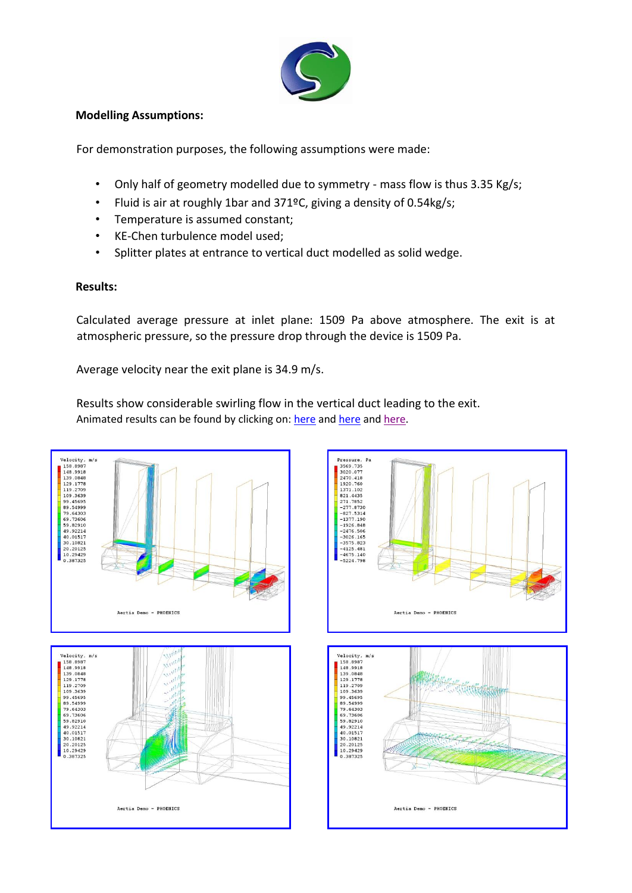**Modelling Assumptions:**

For demonstration purposes, the following assumptions were made:

- Only half of geometry modelled due to symmetry - mass flow is thus 3.35 Kg/s;
- Fluid is air at roughly 1bar and 371ºC, giving a density of 0.54kg/s;
- Temperature is assumed constant;
- KE-Chen turbulence model used;
- Splitter plates at entrance to vertical duct modelled as solid wedge.

**Results:**

Calculated average pressure at inlet plane: 1509 Pa above atmosphere. The exit is at atmospheric pressure, so the pressure drop through the device is 1509 Pa.

Average velocity near the exit plane is 34.9 m/s.

Results show considerable swirling flow in the vertical duct leading to the exit.
Animated results can be found by clicking on: here and here and here.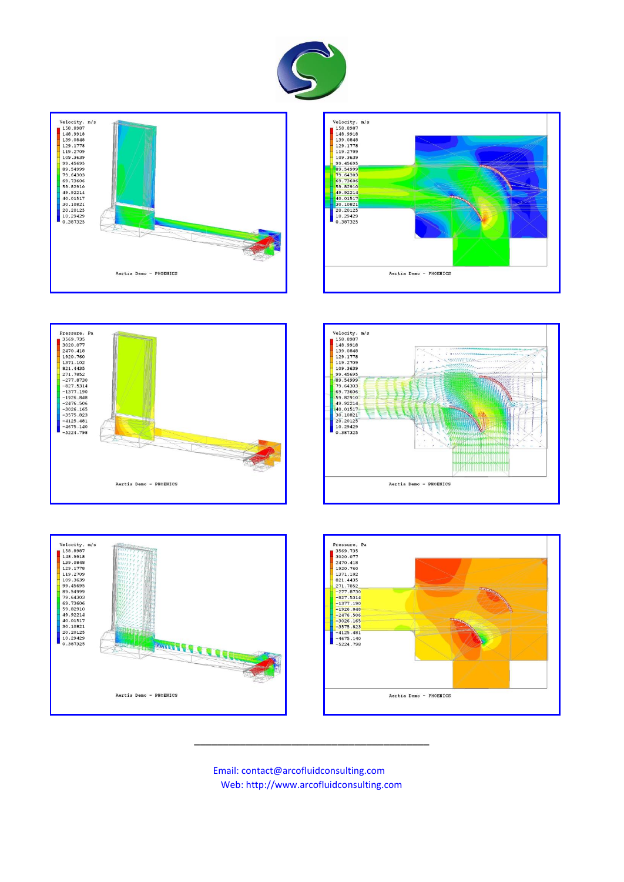Velocity, m/s
158.8987
148.9918
139.0848
129.1778
119.2709
109.3639
99.45695
89.54999
79.64303
69.73606
59.82910
49.92214
40.01517
30.10821
20.20125
10.29429
0.387325

Aertia Demo - PHOENICS

Velocity, m/s
158.8987
148.9918
139.0848
129.1778
119.2709
109.3639
99.45695
89.54999
79.64303
69.73606
59.82910
49.92214
40.01517
30.10821
20.20125
10.29429
0.387325

Aertia Demo - PHOENICS

Pressure, Pa
3569.735
3020.077
2470.418
1920.760
1371.102
821.4435
271.7852
-277.8730
-827.5314
-1377.190
-1926.848
-2476.506
-3026.165
-3575.823
-4125.481
-4675.140
-5224.798

Aertia Demo - PHOENICS

Velocity, m/s
158.8987
148.9918
139.0848
129.1778
119.2709
109.3639
99.45695
89.54999
79.64303
69.73606
59.82910
49.92214
40.01517
30.10821
20.20125
10.29429
0.387325

Aertia Demo - PHOENICS

Velocity, m/s
158.8987
148.9918
139.0848
129.1778
119.2709
109.3639
99.45695
89.54999
79.64303
69.73606
59.82910
49.92214
40.01517
30.10821
20.20125
10.29429
0.387325

Aertia Demo - PHOENICS

Pressure, Pa
3569.735
3020.077
2470.418
1920.760
1371.102
821.4435
271.7852
-277.8730
-827.5314
-1377.190
-1926.848
-2476.506
-3026.165
-3575.823
-4125.481
-4675.140
-5224.798

Aertia Demo - PHOENICS

---

Email: contact@arcofluidconsulting.com
Web: http://www.arcofluidconsulting.com